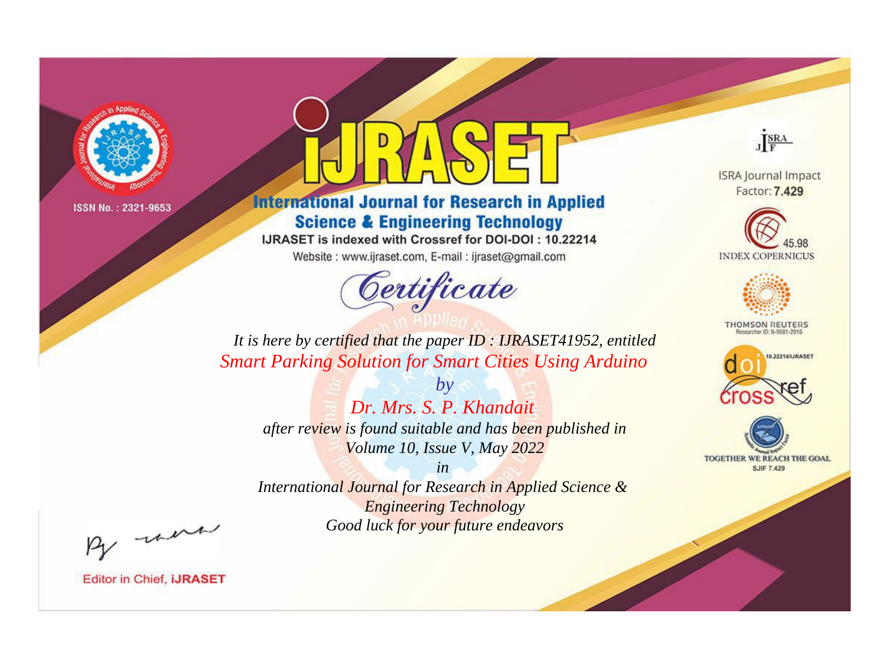ISSN No. : 2321-9653

# iJRASET

## International Journal for Research in Applied Science & Engineering Technology

IJRASET is indexed with Crossref for DOI-DOI : 10.22214

Website : www.ijraset.com, E-mail : ijraset@gmail.com

ISRA Journal Impact Factor: **7.429**

45.98 INDEX COPERNICUS

THOMSON REUTERS Researcher ID: N-9681-2016

10.22214/IJRASET

TOGETHER WE REACH THE GOAL SJIF 7.429

# *Certificate*

*It is here by certified that the paper ID : IJRASET41952, entitled*

*Smart Parking Solution for Smart Cities Using Arduino*

*by*

*Dr. Mrs. S. P. Khandait*

*after review is found suitable and has been published in*

*Volume 10, Issue V, May 2022*

*in*

*International Journal for Research in Applied Science & Engineering Technology*

*Good luck for your future endeavors*

Editor in Chief, **iJRASET**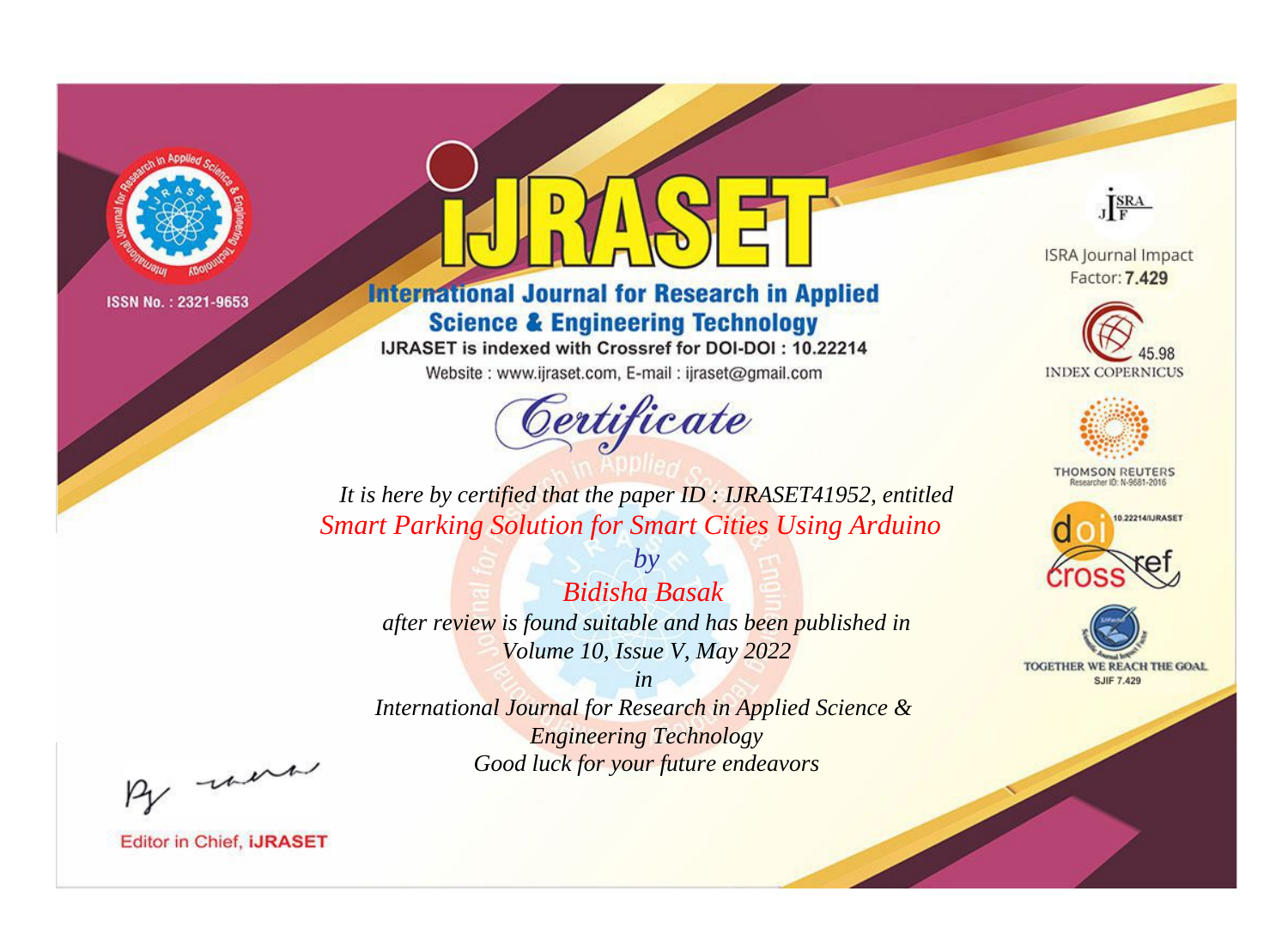ISSN No. : 2321-9653

# IJRASET

## International Journal for Research in Applied Science & Engineering Technology

IJRASET is indexed with Crossref for DOI-DOI : 10.22214

Website : www.ijraset.com, E-mail : ijraset@gmail.com

# Certificate

*It is here by certified that the paper ID : IJRASET41952, entitled*

*Smart Parking Solution for Smart Cities Using Arduino*

*by*

*Bidisha Basak*

*after review is found suitable and has been published in*

*Volume 10, Issue V, May 2022*

*in*

*International Journal for Research in Applied Science & Engineering Technology*

*Good luck for your future endeavors*

ISRA Journal Impact Factor: **7.429**

45.98 INDEX COPERNICUS

THOMSON REUTERS Researcher ID: N-9681-2016

10.22214/IJRASET

TOGETHER WE REACH THE GOAL SJIF 7.429

Editor in Chief, **IJRASET**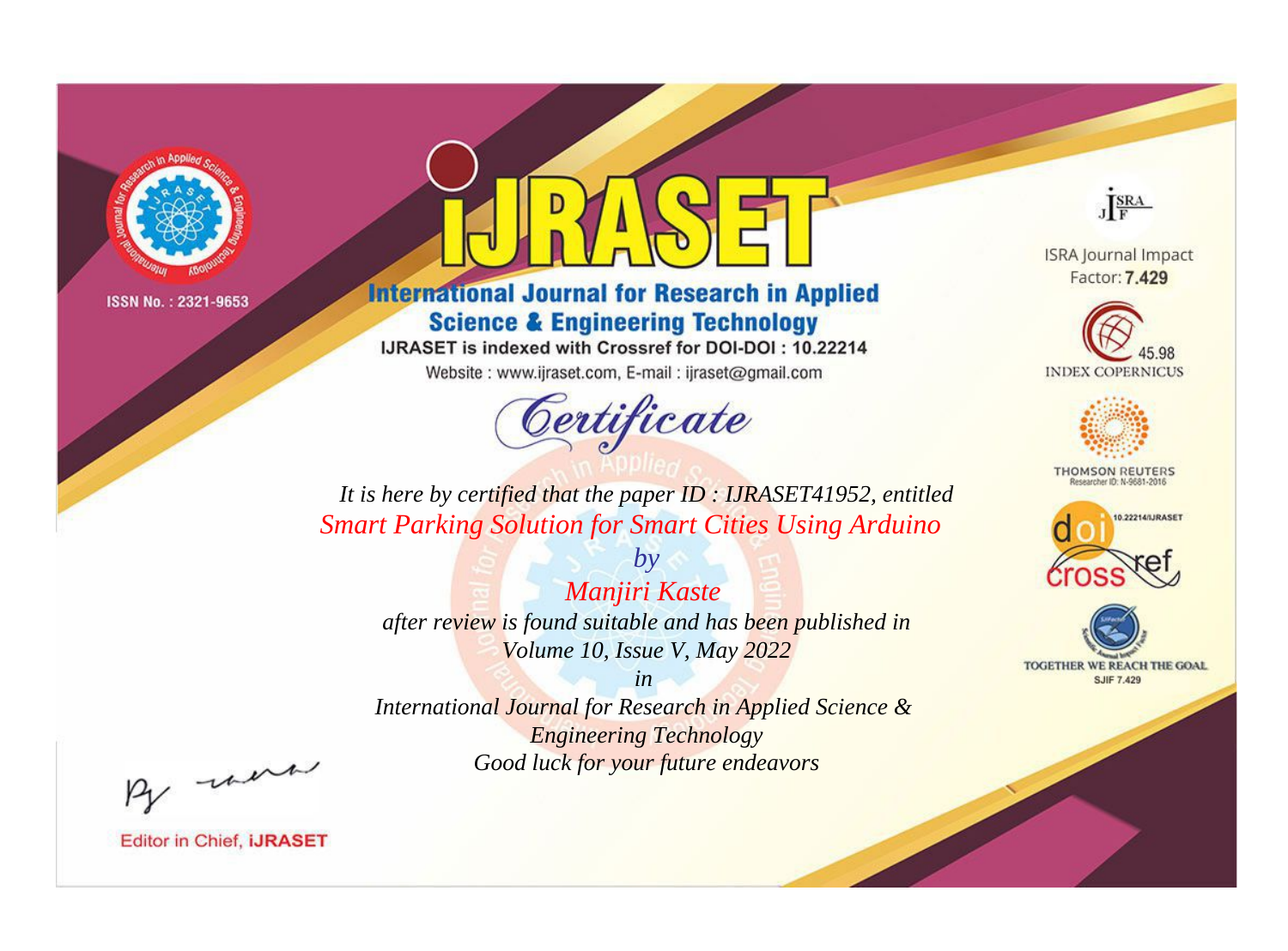ISSN No. : 2321-9653

# iJRASET

## International Journal for Research in Applied Science & Engineering Technology

IJRASET is indexed with Crossref for DOI-DOI : 10.22214

Website : www.ijraset.com, E-mail : ijraset@gmail.com

ISRA Journal Impact Factor: **7.429**

45.98 INDEX COPERNICUS

THOMSON REUTERS Researcher ID: N-9681-2016

10.22214/IJRASET

TOGETHER WE REACH THE GOAL SJIF 7.429

*Certificate*

*It is here by certified that the paper ID : IJRASET41952, entitled*

*Smart Parking Solution for Smart Cities Using Arduino*

*by*

*Manjiri Kaste*

*after review is found suitable and has been published in*

*Volume 10, Issue V, May 2022*

*in*

*International Journal for Research in Applied Science & Engineering Technology*

*Good luck for your future endeavors*

Editor in Chief, **iJRASET**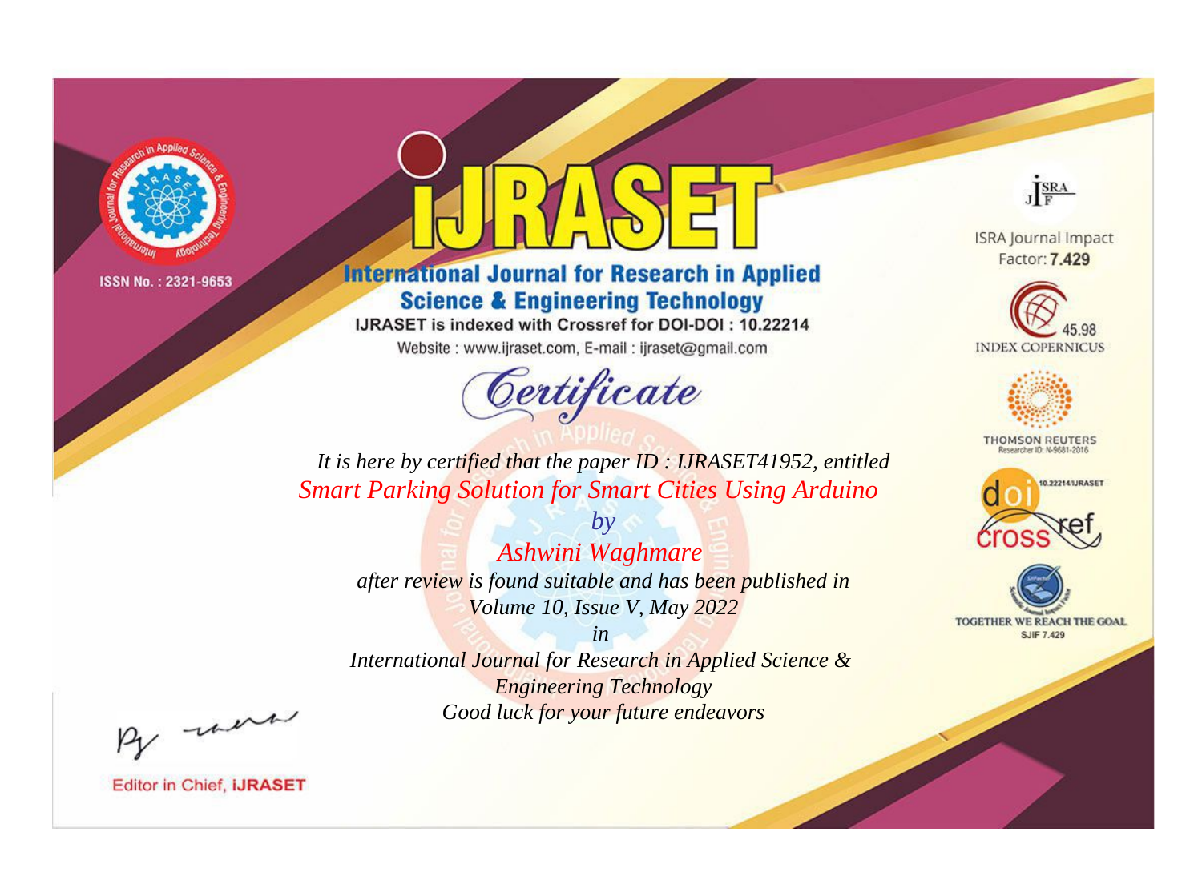ISSN No. : 2321-9653

# iJRASET

## International Journal for Research in Applied Science & Engineering Technology

IJRASET is indexed with Crossref for DOI-DOI : 10.22214

Website : www.ijraset.com, E-mail : ijraset@gmail.com

ISRA Journal Impact Factor: **7.429**

45.98 INDEX COPERNICUS

THOMSON REUTERS Researcher ID: N-9681-2016

10.22214/IJRASET

TOGETHER WE REACH THE GOAL SJIF 7.429

## *Certificate*

*It is here by certified that the paper ID : IJRASET41952, entitled*

*Smart Parking Solution for Smart Cities Using Arduino*

*by*

*Ashwini Waghmare*

*after review is found suitable and has been published in*

*Volume 10, Issue V, May 2022*

*in*

*International Journal for Research in Applied Science & Engineering Technology*

*Good luck for your future endeavors*

Editor in Chief, **iJRASET**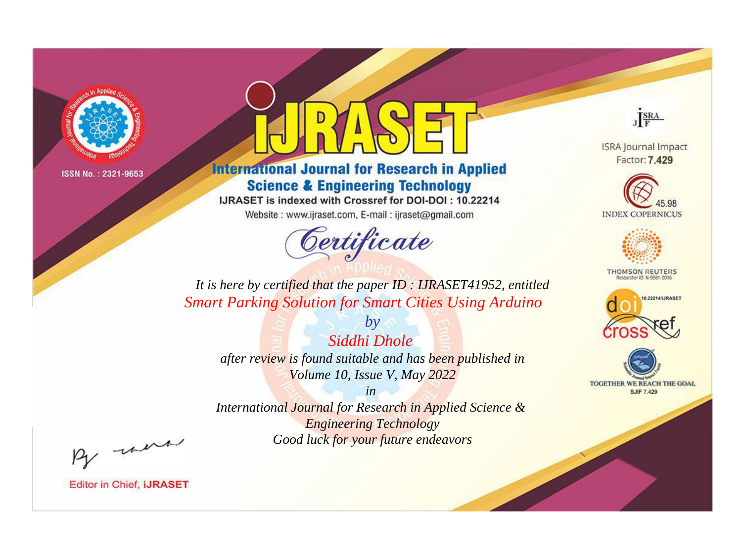ISSN No. : 2321-9653

# iJRASET

## International Journal for Research in Applied Science & Engineering Technology

IJRASET is indexed with Crossref for DOI-DOI : 10.22214

Website : www.ijraset.com, E-mail : ijraset@gmail.com

ISRA Journal Impact Factor: **7.429**

45.98 INDEX COPERNICUS

THOMSON REUTERS Researcher ID: N-9681-2016

10.22214/IJRASET

TOGETHER WE REACH THE GOAL SJIF 7.429

# *Certificate*

*It is here by certified that the paper ID : IJRASET41952, entitled*

*Smart Parking Solution for Smart Cities Using Arduino*

*by*

*Siddhi Dhole*

*after review is found suitable and has been published in*

*Volume 10, Issue V, May 2022*

*in*

*International Journal for Research in Applied Science & Engineering Technology*

*Good luck for your future endeavors*

Editor in Chief, **iJRASET**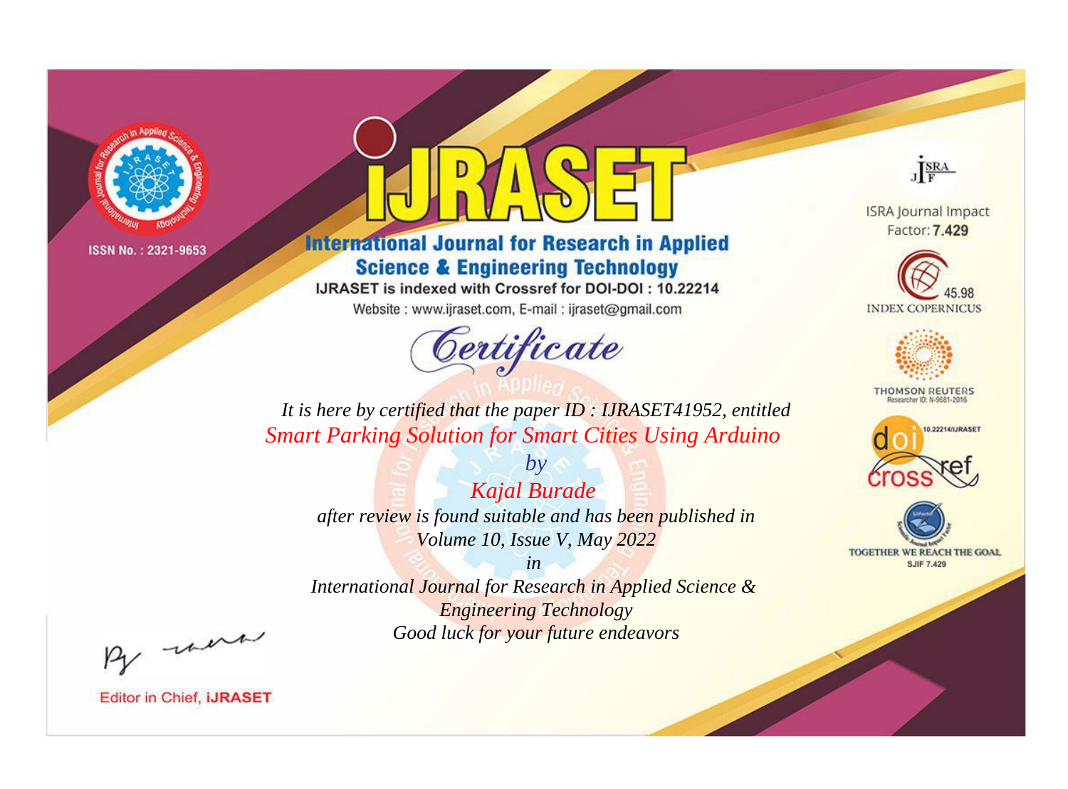ISSN No. : 2321-9653

# IJRASET

## International Journal for Research in Applied Science & Engineering Technology

IJRASET is indexed with Crossref for DOI-DOI : 10.22214

Website : www.ijraset.com, E-mail : ijraset@gmail.com

ISRA Journal Impact Factor: **7.429**

45.98 INDEX COPERNICUS

THOMSON REUTERS Researcher ID: N-9681-2016

10.22214/IJRASET

TOGETHER WE REACH THE GOAL SJIF 7.429

*Certificate*

*It is here by certified that the paper ID : IJRASET41952, entitled*

*Smart Parking Solution for Smart Cities Using Arduino*

*by*

*Kajal Burade*

*after review is found suitable and has been published in*

*Volume 10, Issue V, May 2022*

*in*

*International Journal for Research in Applied Science & Engineering Technology*

*Good luck for your future endeavors*

Editor in Chief, **iJRASET**